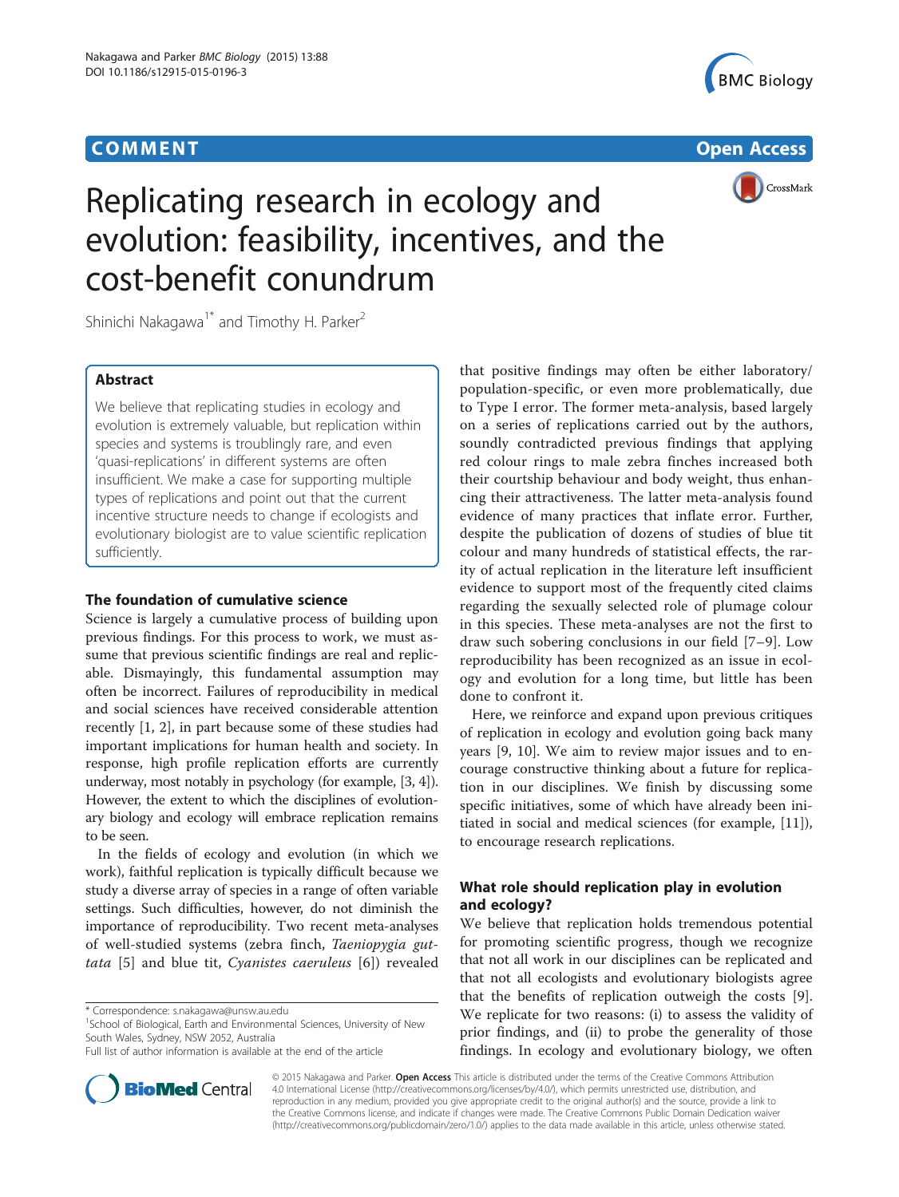COMMENT Open Access

# Replicating research in ecology and evolution: feasibility, incentives, and the cost-benefit conundrum

Shinichi Nakagawa[1*] and Timothy H. Parker[2]

## Abstract

We believe that replicating studies in ecology and evolution is extremely valuable, but replication within species and systems is troublingly rare, and even 'quasi-replications' in different systems are often insufficient. We make a case for supporting multiple types of replications and point out that the current incentive structure needs to change if ecologists and evolutionary biologist are to value scientific replication sufficiently.

## The foundation of cumulative science

Science is largely a cumulative process of building upon previous findings. For this process to work, we must assume that previous scientific findings are real and replicable. Dismayingly, this fundamental assumption may often be incorrect. Failures of reproducibility in medical and social sciences have received considerable attention recently [1, 2], in part because some of these studies had important implications for human health and society. In response, high profile replication efforts are currently underway, most notably in psychology (for example, [3, 4]). However, the extent to which the disciplines of evolutionary biology and ecology will embrace replication remains to be seen.

In the fields of ecology and evolution (in which we work), faithful replication is typically difficult because we study a diverse array of species in a range of often variable settings. Such difficulties, however, do not diminish the importance of reproducibility. Two recent meta-analyses of well-studied systems (zebra finch, *Taeniopygia guttata* [5] and blue tit, *Cyanistes caeruleus* [6]) revealed that positive findings may often be either laboratory/population-specific, or even more problematically, due to Type I error. The former meta-analysis, based largely on a series of replications carried out by the authors, soundly contradicted previous findings that applying red colour rings to male zebra finches increased both their courtship behaviour and body weight, thus enhancing their attractiveness. The latter meta-analysis found evidence of many practices that inflate error. Further, despite the publication of dozens of studies of blue tit colour and many hundreds of statistical effects, the rarity of actual replication in the literature left insufficient evidence to support most of the frequently cited claims regarding the sexually selected role of plumage colour in this species. These meta-analyses are not the first to draw such sobering conclusions in our field [7–9]. Low reproducibility has been recognized as an issue in ecology and evolution for a long time, but little has been done to confront it.

Here, we reinforce and expand upon previous critiques of replication in ecology and evolution going back many years [9, 10]. We aim to review major issues and to encourage constructive thinking about a future for replication in our disciplines. We finish by discussing some specific initiatives, some of which have already been initiated in social and medical sciences (for example, [11]), to encourage research replications.

## What role should replication play in evolution and ecology?

We believe that replication holds tremendous potential for promoting scientific progress, though we recognize that not all work in our disciplines can be replicated and that not all ecologists and evolutionary biologists agree that the benefits of replication outweigh the costs [9]. We replicate for two reasons: (i) to assess the validity of prior findings, and (ii) to probe the generality of those findings. In ecology and evolutionary biology, we often

\* Correspondence: s.nakagawa@unsw.au.edu
[1]School of Biological, Earth and Environmental Sciences, University of New South Wales, Sydney, NSW 2052, Australia
Full list of author information is available at the end of the article

© 2015 Nakagawa and Parker. **Open Access** This article is distributed under the terms of the Creative Commons Attribution 4.0 International License (http://creativecommons.org/licenses/by/4.0/), which permits unrestricted use, distribution, and reproduction in any medium, provided you give appropriate credit to the original author(s) and the source, provide a link to the Creative Commons license, and indicate if changes were made. The Creative Commons Public Domain Dedication waiver (http://creativecommons.org/publicdomain/zero/1.0/) applies to the data made available in this article, unless otherwise stated.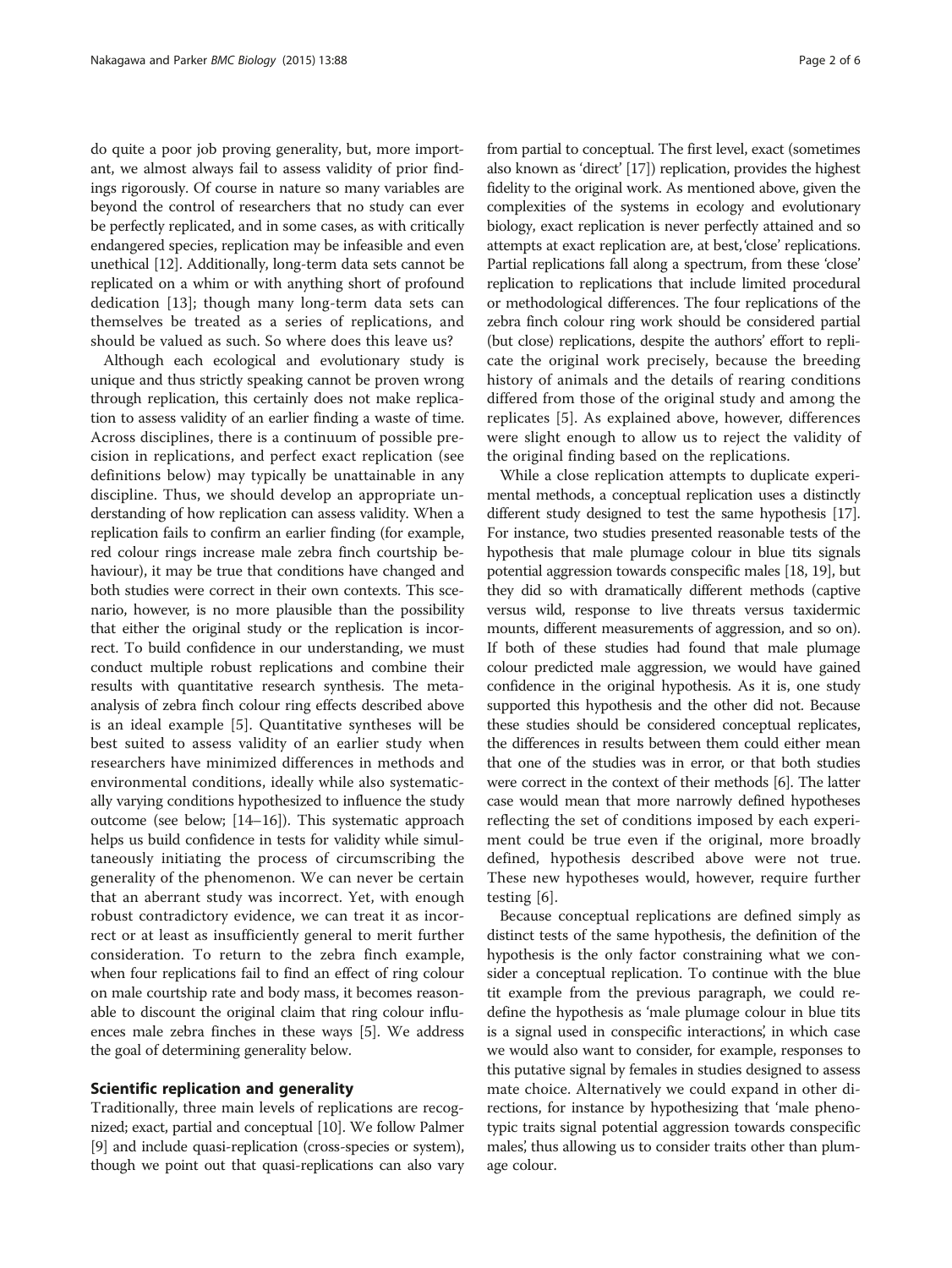do quite a poor job proving generality, but, more important, we almost always fail to assess validity of prior findings rigorously. Of course in nature so many variables are beyond the control of researchers that no study can ever be perfectly replicated, and in some cases, as with critically endangered species, replication may be infeasible and even unethical [12]. Additionally, long-term data sets cannot be replicated on a whim or with anything short of profound dedication [13]; though many long-term data sets can themselves be treated as a series of replications, and should be valued as such. So where does this leave us?

Although each ecological and evolutionary study is unique and thus strictly speaking cannot be proven wrong through replication, this certainly does not make replication to assess validity of an earlier finding a waste of time. Across disciplines, there is a continuum of possible precision in replications, and perfect exact replication (see definitions below) may typically be unattainable in any discipline. Thus, we should develop an appropriate understanding of how replication can assess validity. When a replication fails to confirm an earlier finding (for example, red colour rings increase male zebra finch courtship behaviour), it may be true that conditions have changed and both studies were correct in their own contexts. This scenario, however, is no more plausible than the possibility that either the original study or the replication is incorrect. To build confidence in our understanding, we must conduct multiple robust replications and combine their results with quantitative research synthesis. The meta-analysis of zebra finch colour ring effects described above is an ideal example [5]. Quantitative syntheses will be best suited to assess validity of an earlier study when researchers have minimized differences in methods and environmental conditions, ideally while also systematically varying conditions hypothesized to influence the study outcome (see below; [14–16]). This systematic approach helps us build confidence in tests for validity while simultaneously initiating the process of circumscribing the generality of the phenomenon. We can never be certain that an aberrant study was incorrect. Yet, with enough robust contradictory evidence, we can treat it as incorrect or at least as insufficiently general to merit further consideration. To return to the zebra finch example, when four replications fail to find an effect of ring colour on male courtship rate and body mass, it becomes reasonable to discount the original claim that ring colour influences male zebra finches in these ways [5]. We address the goal of determining generality below.

## Scientific replication and generality

Traditionally, three main levels of replications are recognized; exact, partial and conceptual [10]. We follow Palmer [9] and include quasi-replication (cross-species or system), though we point out that quasi-replications can also vary from partial to conceptual. The first level, exact (sometimes also known as 'direct' [17]) replication, provides the highest fidelity to the original work. As mentioned above, given the complexities of the systems in ecology and evolutionary biology, exact replication is never perfectly attained and so attempts at exact replication are, at best, 'close' replications. Partial replications fall along a spectrum, from these 'close' replication to replications that include limited procedural or methodological differences. The four replications of the zebra finch colour ring work should be considered partial (but close) replications, despite the authors' effort to replicate the original work precisely, because the breeding history of animals and the details of rearing conditions differed from those of the original study and among the replicates [5]. As explained above, however, differences were slight enough to allow us to reject the validity of the original finding based on the replications.

While a close replication attempts to duplicate experimental methods, a conceptual replication uses a distinctly different study designed to test the same hypothesis [17]. For instance, two studies presented reasonable tests of the hypothesis that male plumage colour in blue tits signals potential aggression towards conspecific males [18, 19], but they did so with dramatically different methods (captive versus wild, response to live threats versus taxidermic mounts, different measurements of aggression, and so on). If both of these studies had found that male plumage colour predicted male aggression, we would have gained confidence in the original hypothesis. As it is, one study supported this hypothesis and the other did not. Because these studies should be considered conceptual replicates, the differences in results between them could either mean that one of the studies was in error, or that both studies were correct in the context of their methods [6]. The latter case would mean that more narrowly defined hypotheses reflecting the set of conditions imposed by each experiment could be true even if the original, more broadly defined, hypothesis described above were not true. These new hypotheses would, however, require further testing [6].

Because conceptual replications are defined simply as distinct tests of the same hypothesis, the definition of the hypothesis is the only factor constraining what we consider a conceptual replication. To continue with the blue tit example from the previous paragraph, we could redefine the hypothesis as 'male plumage colour in blue tits is a signal used in conspecific interactions', in which case we would also want to consider, for example, responses to this putative signal by females in studies designed to assess mate choice. Alternatively we could expand in other directions, for instance by hypothesizing that 'male phenotypic traits signal potential aggression towards conspecific males', thus allowing us to consider traits other than plumage colour.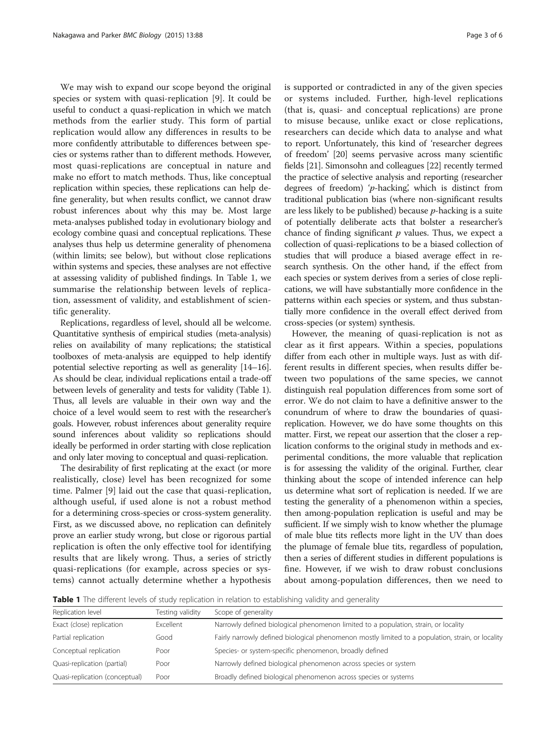We may wish to expand our scope beyond the original species or system with quasi-replication [9]. It could be useful to conduct a quasi-replication in which we match methods from the earlier study. This form of partial replication would allow any differences in results to be more confidently attributable to differences between species or systems rather than to different methods. However, most quasi-replications are conceptual in nature and make no effort to match methods. Thus, like conceptual replication within species, these replications can help define generality, but when results conflict, we cannot draw robust inferences about why this may be. Most large meta-analyses published today in evolutionary biology and ecology combine quasi and conceptual replications. These analyses thus help us determine generality of phenomena (within limits; see below), but without close replications within systems and species, these analyses are not effective at assessing validity of published findings. In Table 1, we summarise the relationship between levels of replication, assessment of validity, and establishment of scientific generality.

Replications, regardless of level, should all be welcome. Quantitative synthesis of empirical studies (meta-analysis) relies on availability of many replications; the statistical toolboxes of meta-analysis are equipped to help identify potential selective reporting as well as generality [14–16]. As should be clear, individual replications entail a trade-off between levels of generality and tests for validity (Table 1). Thus, all levels are valuable in their own way and the choice of a level would seem to rest with the researcher's goals. However, robust inferences about generality require sound inferences about validity so replications should ideally be performed in order starting with close replication and only later moving to conceptual and quasi-replication.

The desirability of first replicating at the exact (or more realistically, close) level has been recognized for some time. Palmer [9] laid out the case that quasi-replication, although useful, if used alone is not a robust method for a determining cross-species or cross-system generality. First, as we discussed above, no replication can definitely prove an earlier study wrong, but close or rigorous partial replication is often the only effective tool for identifying results that are likely wrong. Thus, a series of strictly quasi-replications (for example, across species or systems) cannot actually determine whether a hypothesis is supported or contradicted in any of the given species or systems included. Further, high-level replications (that is, quasi- and conceptual replications) are prone to misuse because, unlike exact or close replications, researchers can decide which data to analyse and what to report. Unfortunately, this kind of 'researcher degrees of freedom' [20] seems pervasive across many scientific fields [21]. Simonsohn and colleagues [22] recently termed the practice of selective analysis and reporting (researcher degrees of freedom) '*p*-hacking', which is distinct from traditional publication bias (where non-significant results are less likely to be published) because *p*-hacking is a suite of potentially deliberate acts that bolster a researcher's chance of finding significant *p* values. Thus, we expect a collection of quasi-replications to be a biased collection of studies that will produce a biased average effect in research synthesis. On the other hand, if the effect from each species or system derives from a series of close replications, we will have substantially more confidence in the patterns within each species or system, and thus substantially more confidence in the overall effect derived from cross-species (or system) synthesis.

However, the meaning of quasi-replication is not as clear as it first appears. Within a species, populations differ from each other in multiple ways. Just as with different results in different species, when results differ between two populations of the same species, we cannot distinguish real population differences from some sort of error. We do not claim to have a definitive answer to the conundrum of where to draw the boundaries of quasi-replication. However, we do have some thoughts on this matter. First, we repeat our assertion that the closer a replication conforms to the original study in methods and experimental conditions, the more valuable that replication is for assessing the validity of the original. Further, clear thinking about the scope of intended inference can help us determine what sort of replication is needed. If we are testing the generality of a phenomenon within a species, then among-population replication is useful and may be sufficient. If we simply wish to know whether the plumage of male blue tits reflects more light in the UV than does the plumage of female blue tits, regardless of population, then a series of different studies in different populations is fine. However, if we wish to draw robust conclusions about among-population differences, then we need to

**Table 1** The different levels of study replication in relation to establishing validity and generality

| Replication level | Testing validity | Scope of generality |
|---|---|---|
| Exact (close) replication | Excellent | Narrowly defined biological phenomenon limited to a population, strain, or locality |
| Partial replication | Good | Fairly narrowly defined biological phenomenon mostly limited to a population, strain, or locality |
| Conceptual replication | Poor | Species- or system-specific phenomenon, broadly defined |
| Quasi-replication (partial) | Poor | Narrowly defined biological phenomenon across species or system |
| Quasi-replication (conceptual) | Poor | Broadly defined biological phenomenon across species or systems |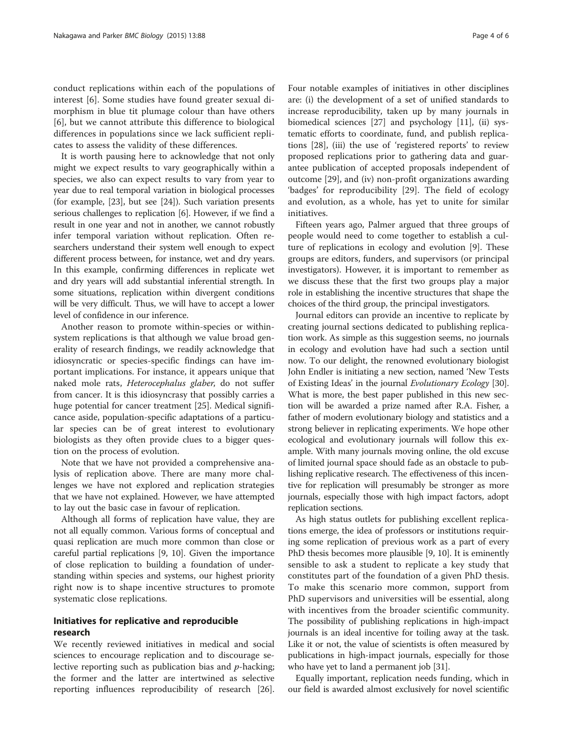conduct replications within each of the populations of interest [6]. Some studies have found greater sexual dimorphism in blue tit plumage colour than have others [6], but we cannot attribute this difference to biological differences in populations since we lack sufficient replicates to assess the validity of these differences.

It is worth pausing here to acknowledge that not only might we expect results to vary geographically within a species, we also can expect results to vary from year to year due to real temporal variation in biological processes (for example, [23], but see [24]). Such variation presents serious challenges to replication [6]. However, if we find a result in one year and not in another, we cannot robustly infer temporal variation without replication. Often researchers understand their system well enough to expect different process between, for instance, wet and dry years. In this example, confirming differences in replicate wet and dry years will add substantial inferential strength. In some situations, replication within divergent conditions will be very difficult. Thus, we will have to accept a lower level of confidence in our inference.

Another reason to promote within-species or within-system replications is that although we value broad generality of research findings, we readily acknowledge that idiosyncratic or species-specific findings can have important implications. For instance, it appears unique that naked mole rats, *Heterocephalus glaber*, do not suffer from cancer. It is this idiosyncrasy that possibly carries a huge potential for cancer treatment [25]. Medical significance aside, population-specific adaptations of a particular species can be of great interest to evolutionary biologists as they often provide clues to a bigger question on the process of evolution.

Note that we have not provided a comprehensive analysis of replication above. There are many more challenges we have not explored and replication strategies that we have not explained. However, we have attempted to lay out the basic case in favour of replication.

Although all forms of replication have value, they are not all equally common. Various forms of conceptual and quasi replication are much more common than close or careful partial replications [9, 10]. Given the importance of close replication to building a foundation of understanding within species and systems, our highest priority right now is to shape incentive structures to promote systematic close replications.

## Initiatives for replicative and reproducible research

We recently reviewed initiatives in medical and social sciences to encourage replication and to discourage selective reporting such as publication bias and *p*-hacking; the former and the latter are intertwined as selective reporting influences reproducibility of research [26]. Four notable examples of initiatives in other disciplines are: (i) the development of a set of unified standards to increase reproducibility, taken up by many journals in biomedical sciences [27] and psychology [11], (ii) systematic efforts to coordinate, fund, and publish replications [28], (iii) the use of 'registered reports' to review proposed replications prior to gathering data and guarantee publication of accepted proposals independent of outcome [29], and (iv) non-profit organizations awarding 'badges' for reproducibility [29]. The field of ecology and evolution, as a whole, has yet to unite for similar initiatives.

Fifteen years ago, Palmer argued that three groups of people would need to come together to establish a culture of replications in ecology and evolution [9]. These groups are editors, funders, and supervisors (or principal investigators). However, it is important to remember as we discuss these that the first two groups play a major role in establishing the incentive structures that shape the choices of the third group, the principal investigators.

Journal editors can provide an incentive to replicate by creating journal sections dedicated to publishing replication work. As simple as this suggestion seems, no journals in ecology and evolution have had such a section until now. To our delight, the renowned evolutionary biologist John Endler is initiating a new section, named 'New Tests of Existing Ideas' in the journal *Evolutionary Ecology* [30]. What is more, the best paper published in this new section will be awarded a prize named after R.A. Fisher, a father of modern evolutionary biology and statistics and a strong believer in replicating experiments. We hope other ecological and evolutionary journals will follow this example. With many journals moving online, the old excuse of limited journal space should fade as an obstacle to publishing replicative research. The effectiveness of this incentive for replication will presumably be stronger as more journals, especially those with high impact factors, adopt replication sections.

As high status outlets for publishing excellent replications emerge, the idea of professors or institutions requiring some replication of previous work as a part of every PhD thesis becomes more plausible [9, 10]. It is eminently sensible to ask a student to replicate a key study that constitutes part of the foundation of a given PhD thesis. To make this scenario more common, support from PhD supervisors and universities will be essential, along with incentives from the broader scientific community. The possibility of publishing replications in high-impact journals is an ideal incentive for toiling away at the task. Like it or not, the value of scientists is often measured by publications in high-impact journals, especially for those who have yet to land a permanent job [31].

Equally important, replication needs funding, which in our field is awarded almost exclusively for novel scientific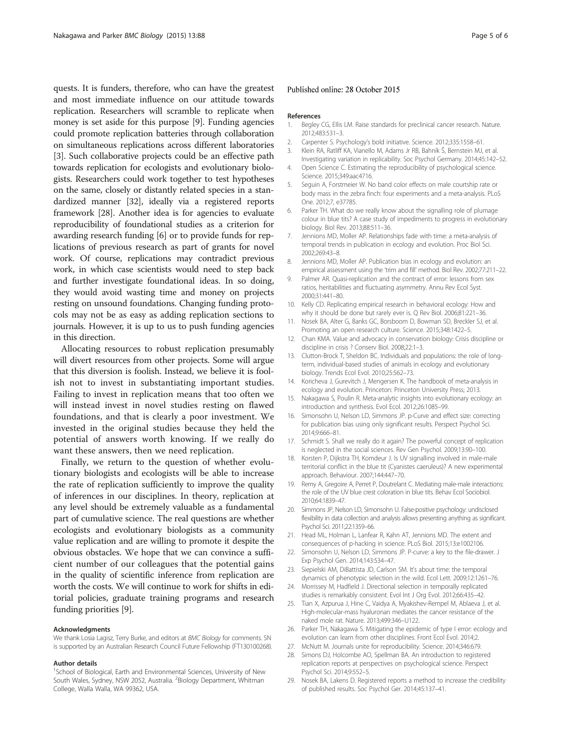quests. It is funders, therefore, who can have the greatest and most immediate influence on our attitude towards replication. Researchers will scramble to replicate when money is set aside for this purpose [9]. Funding agencies could promote replication batteries through collaboration on simultaneous replications across different laboratories [3]. Such collaborative projects could be an effective path towards replication for ecologists and evolutionary biologists. Researchers could work together to test hypotheses on the same, closely or distantly related species in a standardized manner [32], ideally via a registered reports framework [28]. Another idea is for agencies to evaluate reproducibility of foundational studies as a criterion for awarding research funding [6] or to provide funds for replications of previous research as part of grants for novel work. Of course, replications may contradict previous work, in which case scientists would need to step back and further investigate foundational ideas. In so doing, they would avoid wasting time and money on projects resting on unsound foundations. Changing funding protocols may not be as easy as adding replication sections to journals. However, it is up to us to push funding agencies in this direction.

Allocating resources to robust replication presumably will divert resources from other projects. Some will argue that this diversion is foolish. Instead, we believe it is foolish not to invest in substantiating important studies. Failing to invest in replication means that too often we will instead invest in novel studies resting on flawed foundations, and that is clearly a poor investment. We invested in the original studies because they held the potential of answers worth knowing. If we really do want these answers, then we need replication.

Finally, we return to the question of whether evolutionary biologists and ecologists will be able to increase the rate of replication sufficiently to improve the quality of inferences in our disciplines. In theory, replication at any level should be extremely valuable as a fundamental part of cumulative science. The real questions are whether ecologists and evolutionary biologists as a community value replication and are willing to promote it despite the obvious obstacles. We hope that we can convince a sufficient number of our colleagues that the potential gains in the quality of scientific inference from replication are worth the costs. We will continue to work for shifts in editorial policies, graduate training programs and research funding priorities [9].

#### Acknowledgments

We thank Losia Lagisz, Terry Burke, and editors at *BMC Biology* for comments. SN is supported by an Australian Research Council Future Fellowship (FT130100268).

#### Author details

[1]School of Biological, Earth and Environmental Sciences, University of New South Wales, Sydney, NSW 2052, Australia. [2]Biology Department, Whitman College, Walla Walla, WA 99362, USA.

Published online: 28 October 2015

#### References

1. Begley CG, Ellis LM. Raise standards for preclinical cancer research. Nature. 2012;483:531–3.
2. Carpenter S. Psychology's bold initiative. Science. 2012;335:1558–61.
3. Klein RA, Ratliff KA, Vianello M, Adams Jr RB, Bahník Š, Bernstein MJ, et al. Investigating variation in replicability. Soc Psychol Germany. 2014;45:142–52.
4. Open Science C. Estimating the reproducibility of psychological science. Science. 2015;349:aac4716.
5. Seguin A, Forstmeier W. No band color effects on male courtship rate or body mass in the zebra finch: four experiments and a meta-analysis. PLoS One. 2012;7, e37785.
6. Parker TH. What do we really know about the signalling role of plumage colour in blue tits? A case study of impediments to progress in evolutionary biology. Biol Rev. 2013;88:511–36.
7. Jennions MD, Moller AP. Relationships fade with time: a meta-analysis of temporal trends in publication in ecology and evolution. Proc Biol Sci. 2002;269:43–8.
8. Jennions MD, Moller AP. Publication bias in ecology and evolution: an empirical assessment using the 'trim and fill' method. Biol Rev. 2002;77:211–22.
9. Palmer AR. Quasi-replication and the contract of error: lessons from sex ratios, heritabilities and fluctuating asymmetry. Annu Rev Ecol Syst. 2000;31:441–80.
10. Kelly CD. Replicating empirical research in behavioral ecology: How and why it should be done but rarely ever is. Q Rev Biol. 2006;81:221–36.
11. Nosek BA, Alter G, Banks GC, Borsboom D, Bowman SD, Breckler SJ, et al. Promoting an open research culture. Science. 2015;348:1422–5.
12. Chan KMA. Value and advocacy in conservation biology: Crisis discipline or discipline in crisis ? Conserv Biol. 2008;22:1–3.
13. Clutton-Brock T, Sheldon BC. Individuals and populations: the role of long-term, individual-based studies of animals in ecology and evolutionary biology. Trends Ecol Evol. 2010;25:562–73.
14. Koricheva J, Gurevitch J, Mengersen K. The handbook of meta-analysis in ecology and evolution. Princeton: Princeton University Press; 2013.
15. Nakagawa S, Poulin R. Meta-analytic insights into evolutionary ecology: an introduction and synthesis. Evol Ecol. 2012;26:1085–99.
16. Simonsohn U, Nelson LD, Simmons JP. p-Curve and effect size: correcting for publication bias using only significant results. Perspect Psychol Sci. 2014;9:666–81.
17. Schmidt S. Shall we really do it again? The powerful concept of replication is neglected in the social sciences. Rev Gen Psychol. 2009;13:90–100.
18. Korsten P, Dijkstra TH, Komdeur J. Is UV signalling involved in male-male territorial conflict in the blue tit (Cyanistes caeruleus)? A new experimental approach. Behaviour. 2007;144:447–70.
19. Remy A, Gregoire A, Perret P, Doutrelant C. Mediating male-male interactions: the role of the UV blue crest coloration in blue tits. Behav Ecol Sociobiol. 2010;64:1839–47.
20. Simmons JP, Nelson LD, Simonsohn U. False-positive psychology: undisclosed flexibility in data collection and analysis allows presenting anything as significant. Psychol Sci. 2011;22:1359–66.
21. Head ML, Holman L, Lanfear R, Kahn AT, Jennions MD. The extent and consequences of p-hacking in science. PLoS Biol. 2015;13:e1002106.
22. Simonsohn U, Nelson LD, Simmons JP. P-curve: a key to the file-drawer. J Exp Psychol Gen. 2014;143:534–47.
23. Siepielski AM, DiBattista JD, Carlson SM. It's about time: the temporal dynamics of phenotypic selection in the wild. Ecol Lett. 2009;12:1261–76.
24. Morrissey M, Hadfield J. Directional selection in temporally replicated studies is remarkably consistent. Evol Int J Org Evol. 2012;66:435–42.
25. Tian X, Azpurua J, Hine C, Vaidya A, Myakishev-Rempel M, Ablaeva J, et al. High-molecular-mass hyaluronan mediates the cancer resistance of the naked mole rat. Nature. 2013;499:346–U122.
26. Parker TH, Nakagawa S. Mitigating the epidemic of type I error: ecology and evolution can learn from other disciplines. Front Ecol Evol. 2014;2.
27. McNutt M. Journals unite for reproducibility. Science. 2014;346:679.
28. Simons DJ, Holcombe AO, Spellman BA. An introduction to registered replication reports at perspectives on psychological science. Perspect Psychol Sci. 2014;9:552–5.
29. Nosek BA, Lakens D. Registered reports a method to increase the credibility of published results. Soc Psychol Ger. 2014;45:137–41.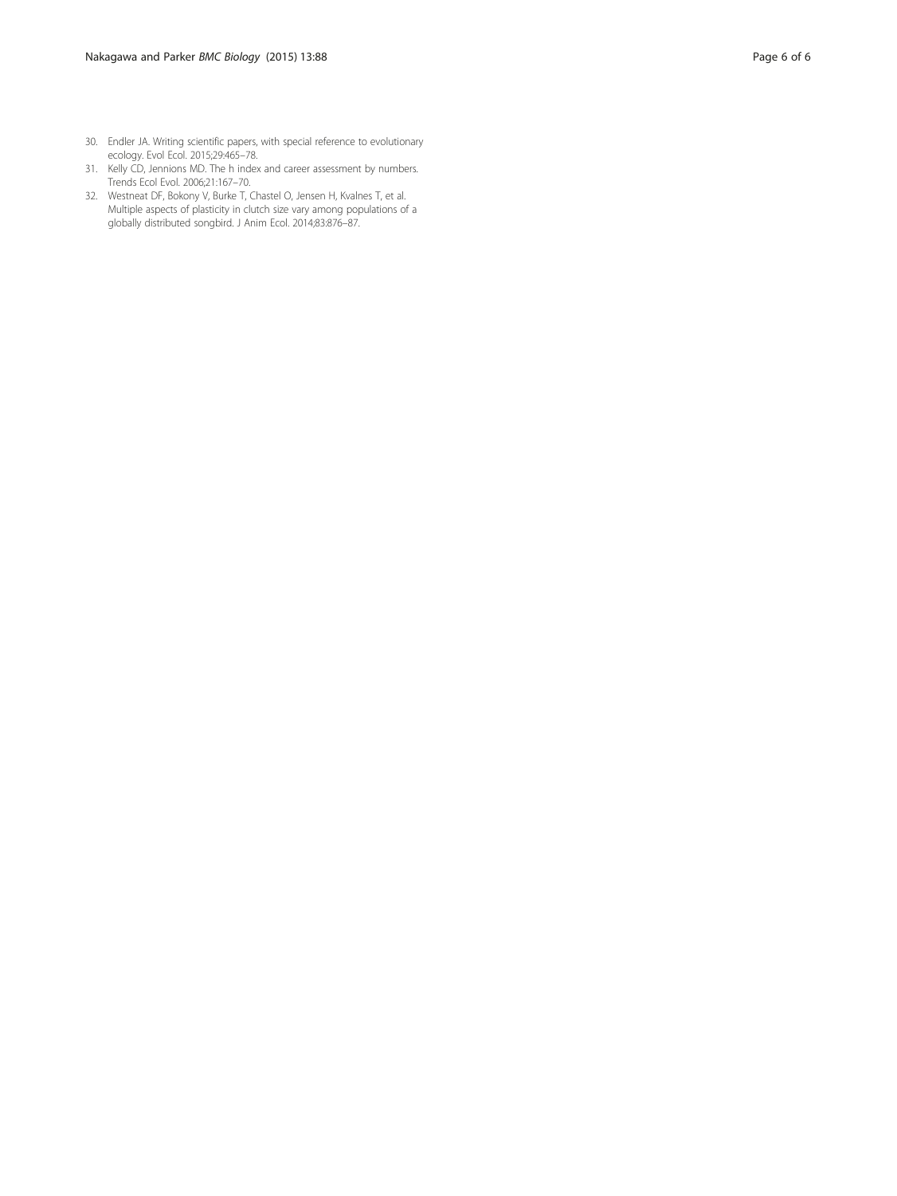30. Endler JA. Writing scientific papers, with special reference to evolutionary ecology. Evol Ecol. 2015;29:465–78.
31. Kelly CD, Jennions MD. The h index and career assessment by numbers. Trends Ecol Evol. 2006;21:167–70.
32. Westneat DF, Bokony V, Burke T, Chastel O, Jensen H, Kvalnes T, et al. Multiple aspects of plasticity in clutch size vary among populations of a globally distributed songbird. J Anim Ecol. 2014;83:876–87.